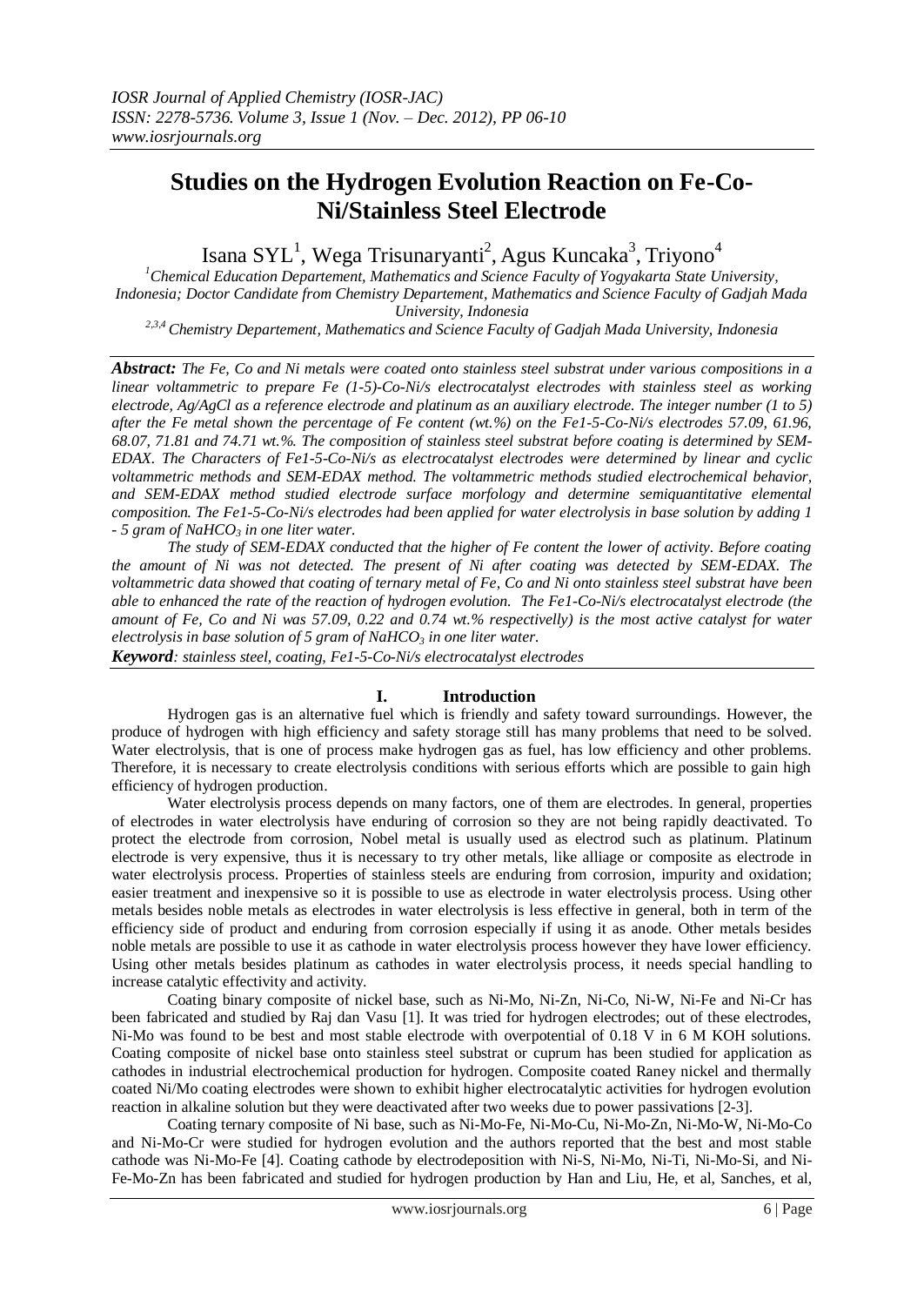# Studies on the Hydrogen Evolution Reaction on Fe-Co-Ni/Stainless Steel Electrode

Isana SYL[1], Wega Trisunaryanti[2], Agus Kuncaka[3], Triyono[4]

[1]*Chemical Education Departement, Mathematics and Science Faculty of Yogyakarta State University, Indonesia; Doctor Candidate from Chemistry Departement, Mathematics and Science Faculty of Gadjah Mada University, Indonesia*

[2,3,4] *Chemistry Departement, Mathematics and Science Faculty of Gadjah Mada University, Indonesia*

***Abstract:*** *The Fe, Co and Ni metals were coated onto stainless steel substrat under various compositions in a linear voltammetric to prepare Fe (1-5)-Co-Ni/s electrocatalyst electrodes with stainless steel as working electrode, Ag/AgCl as a reference electrode and platinum as an auxiliary electrode. The integer number (1 to 5) after the Fe metal shown the percentage of Fe content (wt.%) on the Fe1-5-Co-Ni/s electrodes 57.09, 61.96, 68.07, 71.81 and 74.71 wt.%. The composition of stainless steel substrat before coating is determined by SEM-EDAX. The Characters of Fe1-5-Co-Ni/s as electrocatalyst electrodes were determined by linear and cyclic voltammetric methods and SEM-EDAX method. The voltammetric methods studied electrochemical behavior, and SEM-EDAX method studied electrode surface morphology and determine semiquantitative elemental composition. The Fe1-5-Co-Ni/s electrodes had been applied for water electrolysis in base solution by adding 1 - 5 gram of $NaHCO_3$ in one liter water.*

*The study of SEM-EDAX conducted that the higher of Fe content the lower of activity. Before coating the amount of Ni was not detected. The present of Ni after coating was detected by SEM-EDAX. The voltammetric data showed that coating of ternary metal of Fe, Co and Ni onto stainless steel substrat have been able to enhanced the rate of the reaction of hydrogen evolution. The Fe1-Co-Ni/s electrocatalyst electrode (the amount of Fe, Co and Ni was 57.09, 0.22 and 0.74 wt.% respectivelly) is the most active catalyst for water electrolysis in base solution of 5 gram of $NaHCO_3$ in one liter water.*

***Keyword****: stainless steel, coating, Fe1-5-Co-Ni/s electrocatalyst electrodes*

## I. Introduction

Hydrogen gas is an alternative fuel which is friendly and safety toward surroundings. However, the produce of hydrogen with high efficiency and safety storage still has many problems that need to be solved. Water electrolysis, that is one of process make hydrogen gas as fuel, has low efficiency and other problems. Therefore, it is necessary to create electrolysis conditions with serious efforts which are possible to gain high efficiency of hydrogen production.

Water electrolysis process depends on many factors, one of them are electrodes. In general, properties of electrodes in water electrolysis have enduring of corrosion so they are not being rapidly deactivated. To protect the electrode from corrosion, Nobel metal is usually used as electrod such as platinum. Platinum electrode is very expensive, thus it is necessary to try other metals, like alliage or composite as electrode in water electrolysis process. Properties of stainless steels are enduring from corrosion, impurity and oxidation; easier treatment and inexpensive so it is possible to use as electrode in water electrolysis process. Using other metals besides noble metals as electrodes in water electrolysis is less effective in general, both in term of the efficiency side of product and enduring from corrosion especially if using it as anode. Other metals besides noble metals are possible to use it as cathode in water electrolysis process however they have lower efficiency. Using other metals besides platinum as cathodes in water electrolysis process, it needs special handling to increase catalytic effectivity and activity.

Coating binary composite of nickel base, such as Ni-Mo, Ni-Zn, Ni-Co, Ni-W, Ni-Fe and Ni-Cr has been fabricated and studied by Raj dan Vasu [1]. It was tried for hydrogen electrodes; out of these electrodes, Ni-Mo was found to be best and most stable electrode with overpotential of 0.18 V in 6 M KOH solutions. Coating composite of nickel base onto stainless steel substrat or cuprum has been studied for application as cathodes in industrial electrochemical production for hydrogen. Composite coated Raney nickel and thermally coated Ni/Mo coating electrodes were shown to exhibit higher electrocatalytic activities for hydrogen evolution reaction in alkaline solution but they were deactivated after two weeks due to power passivations [2-3].

Coating ternary composite of Ni base, such as Ni-Mo-Fe, Ni-Mo-Cu, Ni-Mo-Zn, Ni-Mo-W, Ni-Mo-Co and Ni-Mo-Cr were studied for hydrogen evolution and the authors reported that the best and most stable cathode was Ni-Mo-Fe [4]. Coating cathode by electrodeposition with Ni-S, Ni-Mo, Ni-Ti, Ni-Mo-Si, and Ni-Fe-Mo-Zn has been fabricated and studied for hydrogen production by Han and Liu, He, et al, Sanches, et al,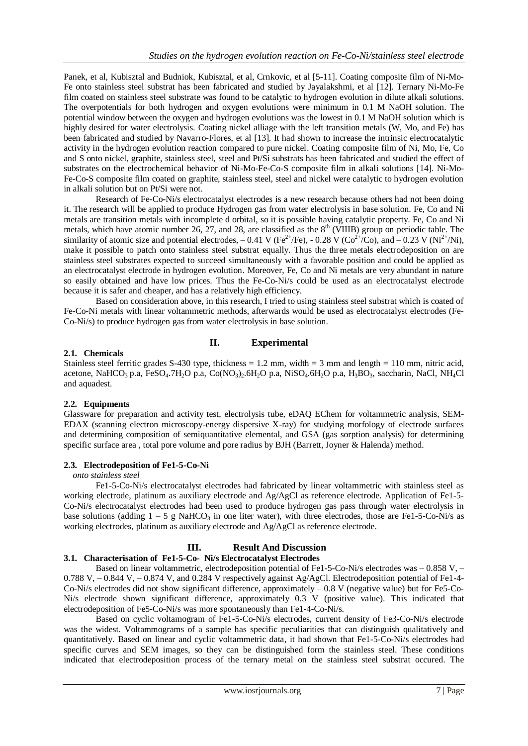Panek, et al, Kubisztal and Budniok, Kubisztal, et al, Crnkovic, et al [5-11]. Coating composite film of Ni-Mo-Fe onto stainless steel substrat has been fabricated and studied by Jayalakshmi, et al [12]. Ternary Ni-Mo-Fe film coated on stainless steel substrate was found to be catalytic to hydrogen evolution in dilute alkali solutions. The overpotentials for both hydrogen and oxygen evolutions were minimum in 0.1 M NaOH solution. The potential window between the oxygen and hydrogen evolutions was the lowest in 0.1 M NaOH solution which is highly desired for water electrolysis. Coating nickel alliage with the left transition metals (W, Mo, and Fe) has been fabricated and studied by Navarro-Flores, et al [13]. It had shown to increase the intrinsic electrocatalytic activity in the hydrogen evolution reaction compared to pure nickel. Coating composite film of Ni, Mo, Fe, Co and S onto nickel, graphite, stainless steel, steel and Pt/Si substrats has been fabricated and studied the effect of substrates on the electrochemical behavior of Ni-Mo-Fe-Co-S composite film in alkali solutions [14]. Ni-Mo-Fe-Co-S composite film coated on graphite, stainless steel, steel and nickel were catalytic to hydrogen evolution in alkali solution but on Pt/Si were not.

Research of Fe-Co-Ni/s electrocatalyst electrodes is a new research because others had not been doing it. The research will be applied to produce Hydrogen gas from water electrolysis in base solution. Fe, Co and Ni metals are transition metals with incomplete d orbital, so it is possible having catalytic property. Fe, Co and Ni metals, which have atomic number 26, 27, and 28, are classified as the 8th (VIIIB) group on periodic table. The similarity of atomic size and potential electrodes, – 0.41 V ($Fe^{2+}$/Fe), - 0.28 V ($Co^{2+}$/Co), and – 0.23 V ($Ni^{2+}$/Ni), make it possible to patch onto stainless steel substrat equally. Thus the three metals electrodeposition on are stainless steel substrates expected to succeed simultaneously with a favorable position and could be applied as an electrocatalyst electrode in hydrogen evolution. Moreover, Fe, Co and Ni metals are very abundant in nature so easily obtained and have low prices. Thus the Fe-Co-Ni/s could be used as an electrocatalyst electrode because it is safer and cheaper, and has a relatively high efficiency.

Based on consideration above, in this research, I tried to using stainless steel substrat which is coated of Fe-Co-Ni metals with linear voltammetric methods, afterwards would be used as electrocatalyst electrodes (Fe-Co-Ni/s) to produce hydrogen gas from water electrolysis in base solution.

# II. Experimental

## 2.1. Chemicals

Stainless steel ferritic grades S-430 type, thickness = 1.2 mm, width = 3 mm and length = 110 mm, nitric acid, acetone, $NaHCO_3$ p.a, $FeSO_4.7H_2O$ p.a, $Co(NO_3)_2.6H_2O$ p.a, $NiSO_4.6H_2O$ p.a, $H_3BO_3$, saccharin, NaCl, $NH_4Cl$ and aquadest.

## 2.2. Equipments

Glassware for preparation and activity test, electrolysis tube, eDAQ EChem for voltammetric analysis, SEM-EDAX (scanning electron microscopy-energy dispersive X-ray) for studying morphology of electrode surfaces and determining composition of semiquantitative elemental, and GSA (gas sorption analysis) for determining specific surface area , total pore volume and pore radius by BJH (Barrett, Joyner & Halenda) method.

## 2.3. Electrodeposition of Fe1-5-Co-Ni

*onto stainless steel*

Fe1-5-Co-Ni/s electrocatalyst electrodes had fabricated by linear voltammetric with stainless steel as working electrode, platinum as auxiliary electrode and Ag/AgCl as reference electrode. Application of Fe1-5-Co-Ni/s electrocatalyst electrodes had been used to produce hydrogen gas pass through water electrolysis in base solutions (adding 1 – 5 g $NaHCO_3$ in one liter water), with three electrodes, those are Fe1-5-Co-Ni/s as working electrodes, platinum as auxiliary electrode and Ag/AgCl as reference electrode.

# III. Result And Discussion

## 3.1. Characterisation of Fe1-5-Co- Ni/s Electrocatalyst Electrodes

Based on linear voltammetric, electrodeposition potential of Fe1-5-Co-Ni/s electrodes was – 0.858 V, – 0.788 V, – 0.844 V, – 0.874 V, and 0.284 V respectively against Ag/AgCl. Electrodeposition potential of Fe1-4-Co-Ni/s electrodes did not show significant difference, approximately – 0.8 V (negative value) but for Fe5-Co-Ni/s electrode shown significant difference, approximately 0.3 V (positive value). This indicated that electrodeposition of Fe5-Co-Ni/s was more spontaneously than Fe1-4-Co-Ni/s.

Based on cyclic voltamogram of Fe1-5-Co-Ni/s electrodes, current density of Fe3-Co-Ni/s electrode was the widest. Voltammograms of a sample has specific peculiarities that can distinguish qualitatively and quantitatively. Based on linear and cyclic voltammetric data, it had shown that Fe1-5-Co-Ni/s electrodes had specific curves and SEM images, so they can be distinguished form the stainless steel. These conditions indicated that electrodeposition process of the ternary metal on the stainless steel substrat occured. The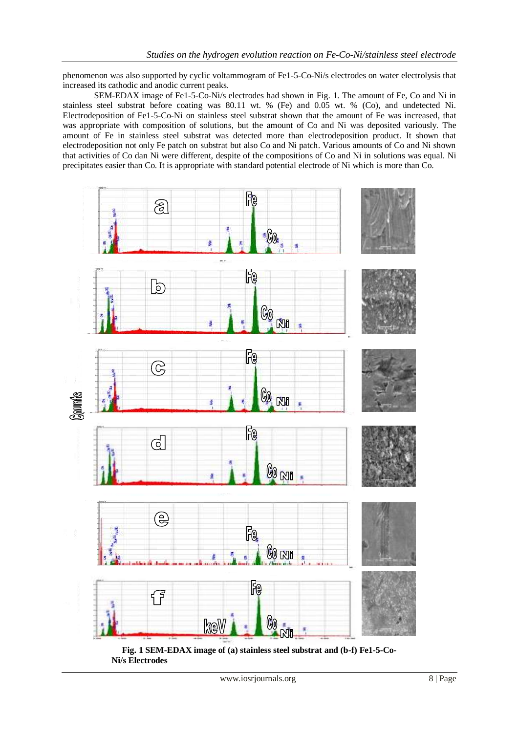phenomenon was also supported by cyclic voltammogram of Fe1-5-Co-Ni/s electrodes on water electrolysis that increased its cathodic and anodic current peaks.

SEM-EDAX image of Fe1-5-Co-Ni/s electrodes had shown in Fig. 1. The amount of Fe, Co and Ni in stainless steel substrate before coating was 80.11 wt. % (Fe) and 0.05 wt. % (Co), and undetected Ni. Electrodeposition of Fe1-5-Co-Ni on stainless steel substrat shown that the amount of Fe was increased, that was appropriate with composition of solutions, but the amount of Co and Ni was deposited variously. The amount of Fe in stainless steel substrat was detected more than electrodeposition product. It shown that electrodeposition not only Fe patch on substrat but also Co and Ni patch. Various amounts of Co and Ni shown that activities of Co dan Ni were different, despite of the compositions of Co and Ni in solutions was equal. Ni precipitates easier than Co. It is appropriate with standard potential electrode of Ni which is more than Co.

**Fig. 1 SEM-EDAX image of (a) stainless steel substrat and (b-f) Fe1-5-Co-Ni/s Electrodes**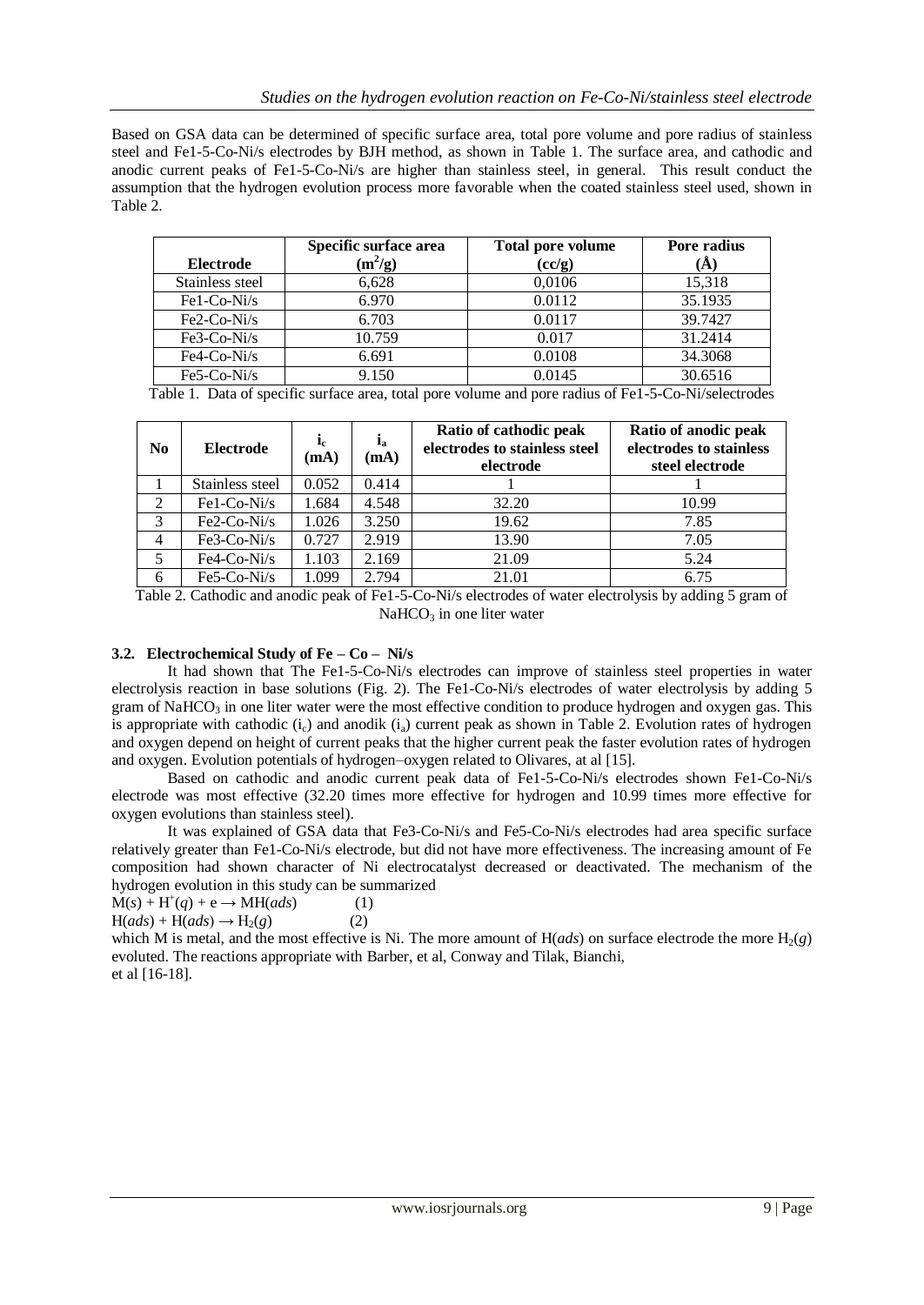Based on GSA data can be determined of specific surface area, total pore volume and pore radius of stainless steel and Fe1-5-Co-Ni/s electrodes by BJH method, as shown in Table 1. The surface area, and cathodic and anodic current peaks of Fe1-5-Co-Ni/s are higher than stainless steel, in general. This result conduct the assumption that the hydrogen evolution process more favorable when the coated stainless steel used, shown in Table 2.

| Electrode | Specific surface area ($m^2/g$) | Total pore volume (cc/g) | Pore radius (Å) |
|---|---|---|---|
| Stainless steel | 6,628 | 0,0106 | 15,318 |
| Fe1-Co-Ni/s | 6.970 | 0.0112 | 35.1935 |
| Fe2-Co-Ni/s | 6.703 | 0.0117 | 39.7427 |
| Fe3-Co-Ni/s | 10.759 | 0.017 | 31.2414 |
| Fe4-Co-Ni/s | 6.691 | 0.0108 | 34.3068 |
| Fe5-Co-Ni/s | 9.150 | 0.0145 | 30.6516 |

Table 1. Data of specific surface area, total pore volume and pore radius of Fe1-5-Co-Ni/selectrodes

| No | Electrode | $i_c$ (mA) | $i_a$ (mA) | Ratio of cathodic peak electrodes to stainless steel electrode | Ratio of anodic peak electrodes to stainless steel electrode |
|---|---|---|---|---|---|
| 1 | Stainless steel | 0.052 | 0.414 | 1 | 1 |
| 2 | Fe1-Co-Ni/s | 1.684 | 4.548 | 32.20 | 10.99 |
| 3 | Fe2-Co-Ni/s | 1.026 | 3.250 | 19.62 | 7.85 |
| 4 | Fe3-Co-Ni/s | 0.727 | 2.919 | 13.90 | 7.05 |
| 5 | Fe4-Co-Ni/s | 1.103 | 2.169 | 21.09 | 5.24 |
| 6 | Fe5-Co-Ni/s | 1.099 | 2.794 | 21.01 | 6.75 |

Table 2. Cathodic and anodic peak of Fe1-5-Co-Ni/s electrodes of water electrolysis by adding 5 gram of $NaHCO_3$ in one liter water

### 3.2. Electrochemical Study of Fe – Co – Ni/s

It had shown that The Fe1-5-Co-Ni/s electrodes can improve of stainless steel properties in water electrolysis reaction in base solutions (Fig. 2). The Fe1-5-Co-Ni/s electrodes of water electrolysis by adding 5 gram of $NaHCO_3$ in one liter water were the most effective condition to produce hydrogen and oxygen gas. This is appropriate with cathodic ($i_c$) and anodik ($i_a$) current peak as shown in Table 2. Evolution rates of hydrogen and oxygen depend on height of current peaks that the higher current peak the faster evolution rates of hydrogen and oxygen. Evolution potentials of hydrogen–oxygen related to Olivares, at al [15].

Based on cathodic and anodic current peak data of Fe1-5-Co-Ni/s electrodes shown Fe1-Co-Ni/s electrode was most effective (32.20 times more effective for hydrogen and 10.99 times more effective for oxygen evolutions than stainless steel).

It was explained of GSA data that Fe3-Co-Ni/s and Fe5-Co-Ni/s electrodes had area specific surface relatively greater than Fe1-Co-Ni/s electrode, but did not have more effectiveness. The increasing amount of Fe composition had shown character of Ni electrocatalyst decreased or deactivated. The mechanism of the hydrogen evolution in this study can be summarized

$M(s) + H^+(q) + e \rightarrow MH(ads)$ (1)

$H(ads) + H(ads) \rightarrow H_2(g)$ (2)

which M is metal, and the most effective is Ni. The more amount of $H(ads)$ on surface electrode the more $H_2(g)$ evoluted. The reactions appropriate with Barber, et al, Conway and Tilak, Bianchi, et al [16-18].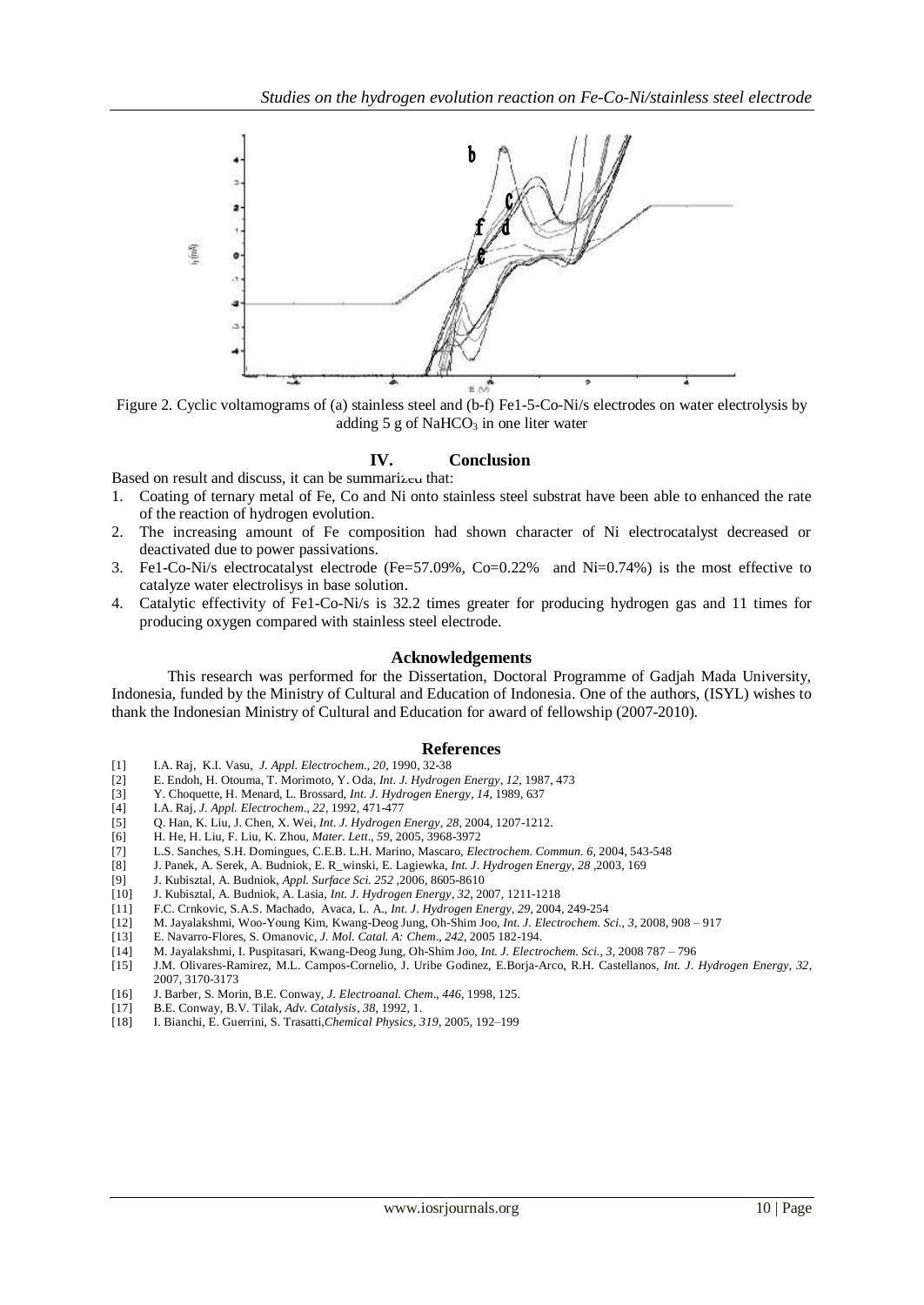b

c

f d

e

Figure 2. Cyclic voltamograms of (a) stainless steel and (b-f) Fe1-5-Co-Ni/s electrodes on water electrolysis by adding 5 g of $NaHCO_3$ in one liter water

## IV. Conclusion

Based on result and discuss, it can be summarized that:

1. Coating of ternary metal of Fe, Co and Ni onto stainless steel substrat have been able to enhanced the rate of the reaction of hydrogen evolution.
2. The increasing amount of Fe composition had shown character of Ni electrocatalyst decreased or deactivated due to power passivations.
3. Fe1-Co-Ni/s electrocatalyst electrode (Fe=57.09%, Co=0.22% and Ni=0.74%) is the most effective to catalyze water electrolisys in base solution.
4. Catalytic effectivity of Fe1-Co-Ni/s is 32.2 times greater for producing hydrogen gas and 11 times for producing oxygen compared with stainless steel electrode.

## Acknowledgements

This research was performed for the Dissertation, Doctoral Programme of Gadjah Mada University, Indonesia, funded by the Ministry of Cultural and Education of Indonesia. One of the authors, (ISYL) wishes to thank the Indonesian Ministry of Cultural and Education for award of fellowship (2007-2010).

## References

[1] I.A. Raj, K.I. Vasu, *J. Appl. Electrochem*., *20*, 1990, 32-38
[2] E. Endoh, H. Otouma, T. Morimoto, Y. Oda, *Int. J. Hydrogen Energy*, *12*, 1987, 473
[3] Y. Choquette, H. Menard, L. Brossard, *Int. J. Hydrogen Energy*, *14*, 1989, 637
[4] I.A. Raj, *J. Appl. Electrochem*., *22*, 1992, 471-477
[5] Q. Han, K. Liu, J. Chen, X. Wei, *Int. J. Hydrogen Energy*, *28*, 2004, 1207-1212.
[6] H. He, H. Liu, F. Liu, K. Zhou, *Mater. Lett*., *59*, 2005, 3968-3972
[7] L.S. Sanches, S.H. Domingues, C.E.B. L.H. Marino, Mascaro, *Electrochem. Commun*. *6*, 2004, 543-548
[8] J. Panek, A. Serek, A. Budniok, E. R_winski, E. Lagiewka, *Int. J. Hydrogen Energy*, *28* ,2003, 169
[9] J. Kubisztal, A. Budniok, *Appl. Surface Sci. 252* ,2006, 8605-8610
[10] J. Kubisztal, A. Budniok, A. Lasia, *Int. J. Hydrogen Energy*, *32*, 2007, 1211-1218
[11] F.C. Crnkovic, S.A.S. Machado, Avaca, L. A., *Int. J. Hydrogen Energy*, *29*, 2004, 249-254
[12] M. Jayalakshmi, Woo-Young Kim, Kwang-Deog Jung, Oh-Shim Joo, *Int. J. Electrochem. Sci*., *3*, 2008, 908 – 917
[13] E. Navarro-Flores, S. Omanovic, *J. Mol. Catal. A: Chem*., *242*, 2005 182-194.
[14] M. Jayalakshmi, I. Puspitasari, Kwang-Deog Jung, Oh-Shim Joo, *Int. J. Electrochem. Sci*., *3*, 2008 787 – 796
[15] J.M. Olivares-Ramirez, M.L. Campos-Cornelio, J. Uribe Godinez, E.Borja-Arco, R.H. Castellanos, *Int. J. Hydrogen Energy*, *32*, 2007, 3170-3173
[16] J. Barber, S. Morin, B.E. Conway, *J. Electroanal. Chem*., *446*, 1998, 125.
[17] B.E. Conway, B.V. Tilak, *Adv. Catalysis*, *38*, 1992, 1.
[18] I. Bianchi, E. Guerrini, S. Trasatti,*Chemical Physics*, *319*, 2005, 192–199